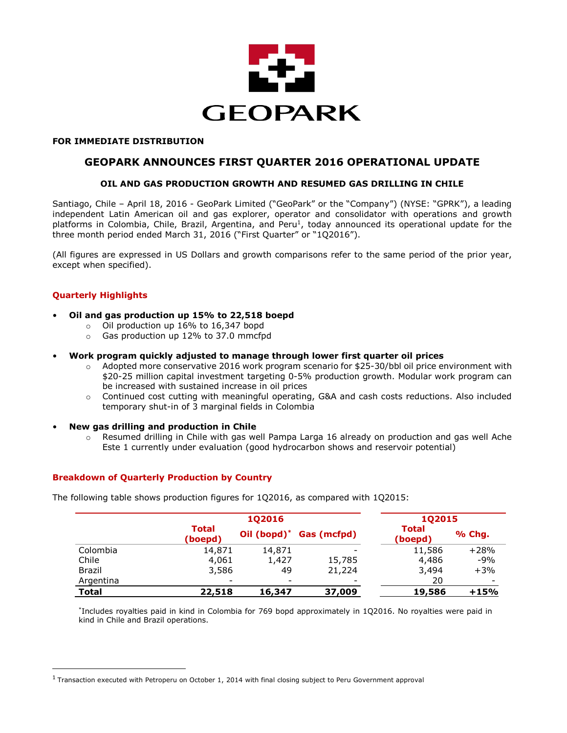GEOPARK

**FOR IMMEDIATE DISTRIBUTION**

# GEOPARK ANNOUNCES FIRST QUARTER 2016 OPERATIONAL UPDATE

### OIL AND GAS PRODUCTION GROWTH AND RESUMED GAS DRILLING IN CHILE

Santiago, Chile – April 18, 2016 - GeoPark Limited ("GeoPark" or the "Company") (NYSE: "GPRK"), a leading independent Latin American oil and gas explorer, operator and consolidator with operations and growth platforms in Colombia, Chile, Brazil, Argentina, and Peru[1], today announced its operational update for the three month period ended March 31, 2016 ("First Quarter" or "1Q2016").

(All figures are expressed in US Dollars and growth comparisons refer to the same period of the prior year, except when specified).

## Quarterly Highlights

- **Oil and gas production up 15% to 22,518 boepd**
  - Oil production up 16% to 16,347 bopd
  - Gas production up 12% to 37.0 mmcfpd
- **Work program quickly adjusted to manage through lower first quarter oil prices**
  - Adopted more conservative 2016 work program scenario for $25-30/bbl oil price environment with $20-25 million capital investment targeting 0-5% production growth. Modular work program can be increased with sustained increase in oil prices
  - Continued cost cutting with meaningful operating, G&A and cash costs reductions. Also included temporary shut-in of 3 marginal fields in Colombia
- **New gas drilling and production in Chile**
  - Resumed drilling in Chile with gas well Pampa Larga 16 already on production and gas well Ache Este 1 currently under evaluation (good hydrocarbon shows and reservoir potential)

## Breakdown of Quarterly Production by Country

The following table shows production figures for 1Q2016, as compared with 1Q2015:

| | 1Q2016 | | | 1Q2015 | |
|---|---|---|---|---|---|
| | Total (boepd) | Oil (bopd)* | Gas (mcfpd) | Total (boepd) | % Chg. |
| Colombia | 14,871 | 14,871 | - | 11,586 | +28% |
| Chile | 4,061 | 1,427 | 15,785 | 4,486 | -9% |
| Brazil | 3,586 | 49 | 21,224 | 3,494 | +3% |
| Argentina | - | - | - | 20 | - |
| **Total** | **22,518** | **16,347** | **37,009** | **19,586** | **+15%** |

*Includes royalties paid in kind in Colombia for 769 bopd approximately in 1Q2016. No royalties were paid in kind in Chile and Brazil operations.

[1] Transaction executed with Petroperu on October 1, 2014 with final closing subject to Peru Government approval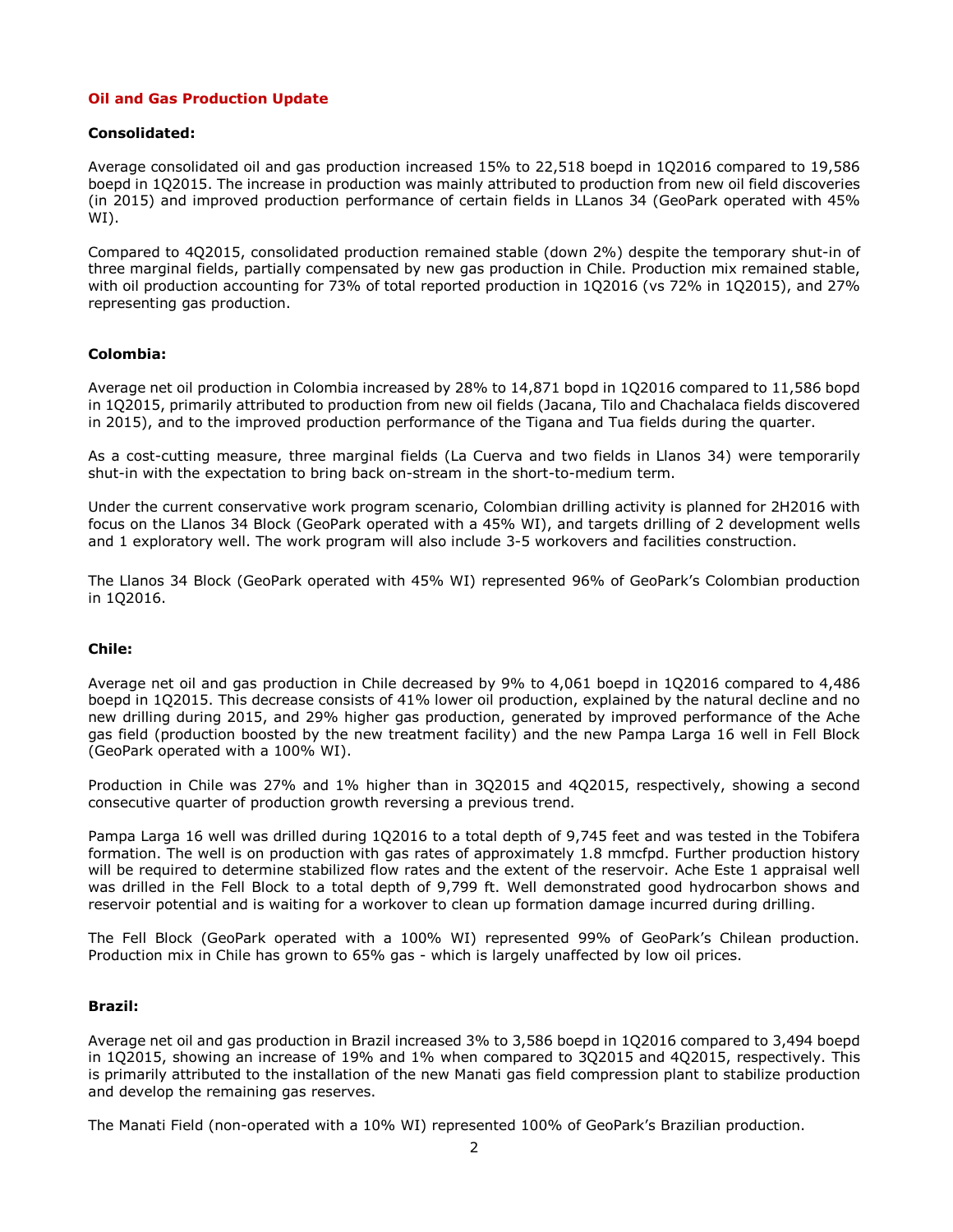## Oil and Gas Production Update

### Consolidated:

Average consolidated oil and gas production increased 15% to 22,518 boepd in 1Q2016 compared to 19,586 boepd in 1Q2015. The increase in production was mainly attributed to production from new oil field discoveries (in 2015) and improved production performance of certain fields in LLanos 34 (GeoPark operated with 45% WI).

Compared to 4Q2015, consolidated production remained stable (down 2%) despite the temporary shut-in of three marginal fields, partially compensated by new gas production in Chile. Production mix remained stable, with oil production accounting for 73% of total reported production in 1Q2016 (vs 72% in 1Q2015), and 27% representing gas production.

### Colombia:

Average net oil production in Colombia increased by 28% to 14,871 bopd in 1Q2016 compared to 11,586 bopd in 1Q2015, primarily attributed to production from new oil fields (Jacana, Tilo and Chachalaca fields discovered in 2015), and to the improved production performance of the Tigana and Tua fields during the quarter.

As a cost-cutting measure, three marginal fields (La Cuerva and two fields in Llanos 34) were temporarily shut-in with the expectation to bring back on-stream in the short-to-medium term.

Under the current conservative work program scenario, Colombian drilling activity is planned for 2H2016 with focus on the Llanos 34 Block (GeoPark operated with a 45% WI), and targets drilling of 2 development wells and 1 exploratory well. The work program will also include 3-5 workovers and facilities construction.

The Llanos 34 Block (GeoPark operated with 45% WI) represented 96% of GeoPark's Colombian production in 1Q2016.

### Chile:

Average net oil and gas production in Chile decreased by 9% to 4,061 boepd in 1Q2016 compared to 4,486 boepd in 1Q2015. This decrease consists of 41% lower oil production, explained by the natural decline and no new drilling during 2015, and 29% higher gas production, generated by improved performance of the Ache gas field (production boosted by the new treatment facility) and the new Pampa Larga 16 well in Fell Block (GeoPark operated with a 100% WI).

Production in Chile was 27% and 1% higher than in 3Q2015 and 4Q2015, respectively, showing a second consecutive quarter of production growth reversing a previous trend.

Pampa Larga 16 well was drilled during 1Q2016 to a total depth of 9,745 feet and was tested in the Tobifera formation. The well is on production with gas rates of approximately 1.8 mmcfpd. Further production history will be required to determine stabilized flow rates and the extent of the reservoir. Ache Este 1 appraisal well was drilled in the Fell Block to a total depth of 9,799 ft. Well demonstrated good hydrocarbon shows and reservoir potential and is waiting for a workover to clean up formation damage incurred during drilling.

The Fell Block (GeoPark operated with a 100% WI) represented 99% of GeoPark's Chilean production. Production mix in Chile has grown to 65% gas - which is largely unaffected by low oil prices.

### Brazil:

Average net oil and gas production in Brazil increased 3% to 3,586 boepd in 1Q2016 compared to 3,494 boepd in 1Q2015, showing an increase of 19% and 1% when compared to 3Q2015 and 4Q2015, respectively. This is primarily attributed to the installation of the new Manati gas field compression plant to stabilize production and develop the remaining gas reserves.

The Manati Field (non-operated with a 10% WI) represented 100% of GeoPark's Brazilian production.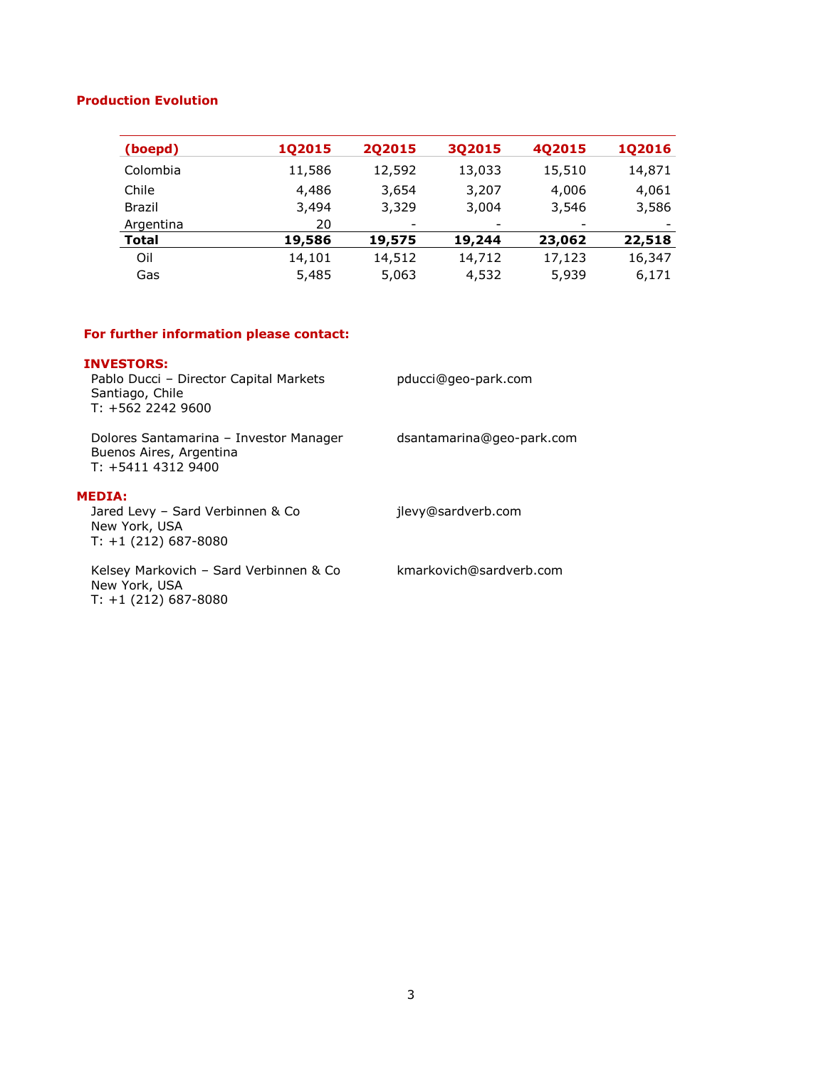### Production Evolution

| (boepd) | 1Q2015 | 2Q2015 | 3Q2015 | 4Q2015 | 1Q2016 |
|---|---|---|---|---|---|
| Colombia | 11,586 | 12,592 | 13,033 | 15,510 | 14,871 |
| Chile | 4,486 | 3,654 | 3,207 | 4,006 | 4,061 |
| Brazil | 3,494 | 3,329 | 3,004 | 3,546 | 3,586 |
| Argentina | 20 | - | - | - | - |
| **Total** | **19,586** | **19,575** | **19,244** | **23,062** | **22,518** |
| Oil | 14,101 | 14,512 | 14,712 | 17,123 | 16,347 |
| Gas | 5,485 | 5,063 | 4,532 | 5,939 | 6,171 |

**For further information please contact:**

**INVESTORS:**

Pablo Ducci – Director Capital Markets
Santiago, Chile
T: +562 2242 9600
pducci@geo-park.com

Dolores Santamarina – Investor Manager
Buenos Aires, Argentina
T: +5411 4312 9400
dsantamarina@geo-park.com

**MEDIA:**

Jared Levy – Sard Verbinnen & Co
New York, USA
T: +1 (212) 687-8080
jlevy@sardverb.com

Kelsey Markovich – Sard Verbinnen & Co
New York, USA
T: +1 (212) 687-8080
kmarkovich@sardverb.com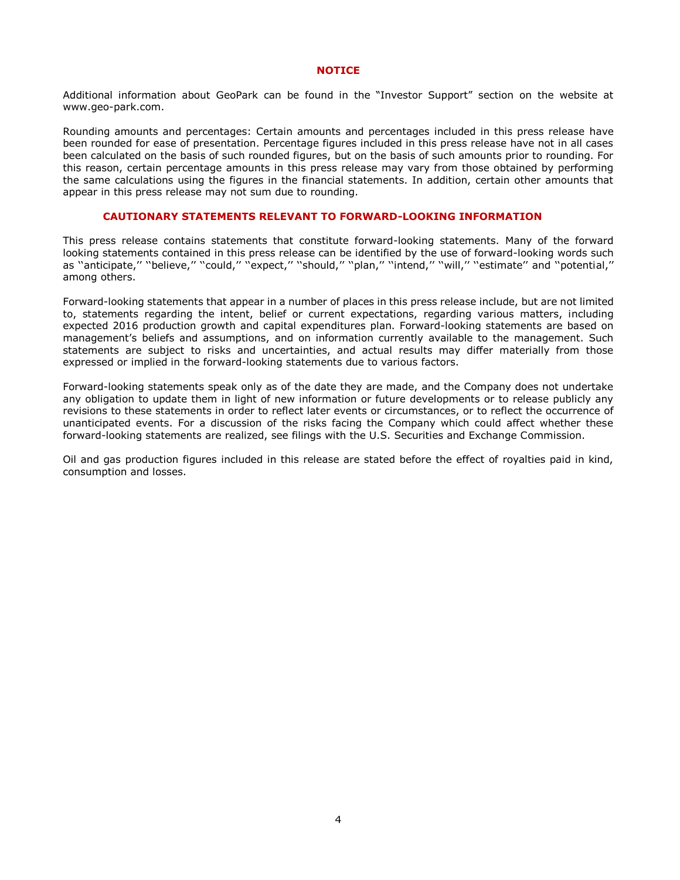## NOTICE

Additional information about GeoPark can be found in the "Investor Support" section on the website at www.geo-park.com.

Rounding amounts and percentages: Certain amounts and percentages included in this press release have been rounded for ease of presentation. Percentage figures included in this press release have not in all cases been calculated on the basis of such rounded figures, but on the basis of such amounts prior to rounding. For this reason, certain percentage amounts in this press release may vary from those obtained by performing the same calculations using the figures in the financial statements. In addition, certain other amounts that appear in this press release may not sum due to rounding.

## CAUTIONARY STATEMENTS RELEVANT TO FORWARD-LOOKING INFORMATION

This press release contains statements that constitute forward-looking statements. Many of the forward looking statements contained in this press release can be identified by the use of forward-looking words such as ''anticipate,'' ''believe,'' ''could,'' ''expect,'' ''should,'' ''plan,'' ''intend,'' ''will,'' ''estimate'' and ''potential,'' among others.

Forward-looking statements that appear in a number of places in this press release include, but are not limited to, statements regarding the intent, belief or current expectations, regarding various matters, including expected 2016 production growth and capital expenditures plan. Forward-looking statements are based on management's beliefs and assumptions, and on information currently available to the management. Such statements are subject to risks and uncertainties, and actual results may differ materially from those expressed or implied in the forward-looking statements due to various factors.

Forward-looking statements speak only as of the date they are made, and the Company does not undertake any obligation to update them in light of new information or future developments or to release publicly any revisions to these statements in order to reflect later events or circumstances, or to reflect the occurrence of unanticipated events. For a discussion of the risks facing the Company which could affect whether these forward-looking statements are realized, see filings with the U.S. Securities and Exchange Commission.

Oil and gas production figures included in this release are stated before the effect of royalties paid in kind, consumption and losses.